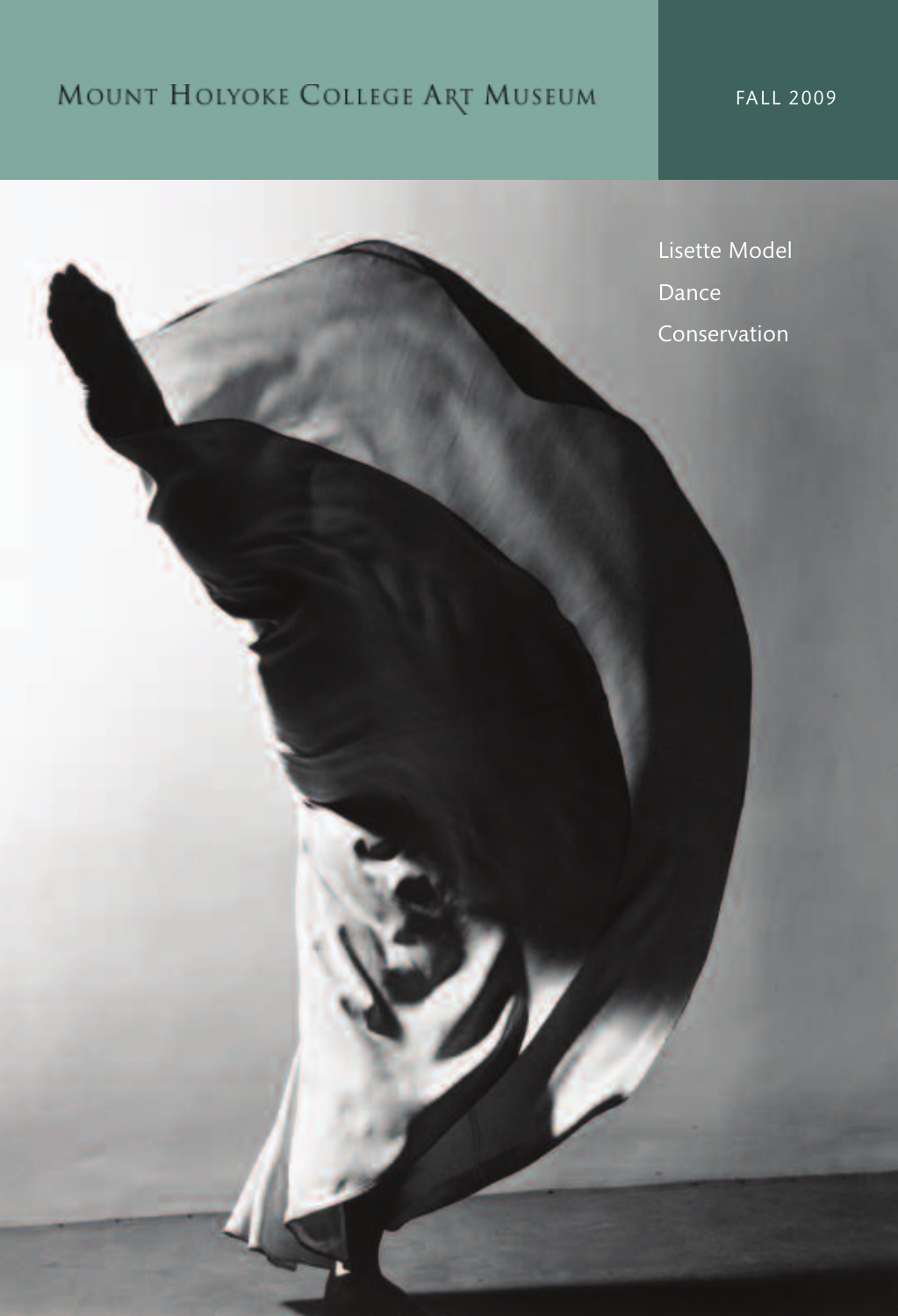# Mount Holyoke College Art Museum

FALL 2009

Lisette Model

Dance

Conservation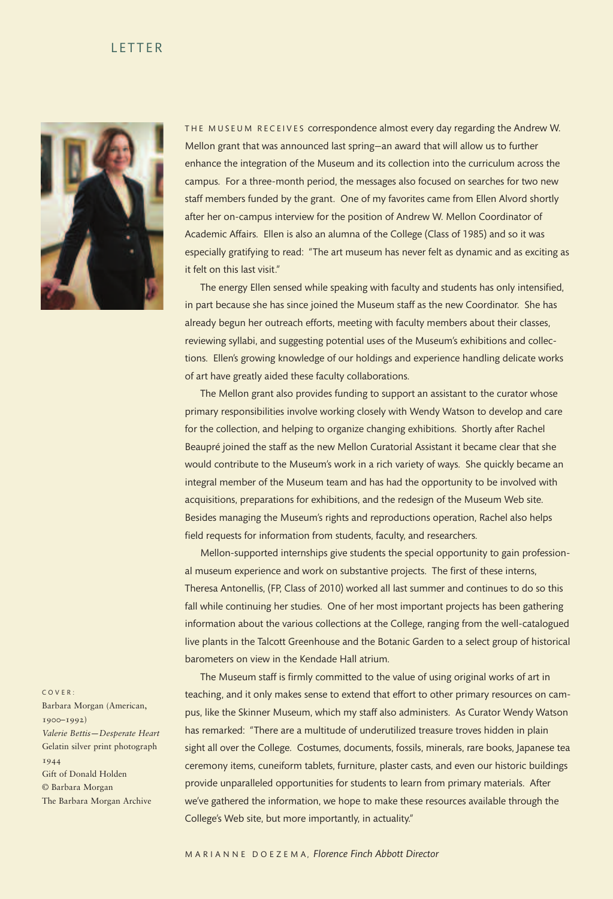# LETTER

THE MUSEUM RECEIVES correspondence almost every day regarding the Andrew W. Mellon grant that was announced last spring—an award that will allow us to further enhance the integration of the Museum and its collection into the curriculum across the campus. For a three-month period, the messages also focused on searches for two new staff members funded by the grant. One of my favorites came from Ellen Alvord shortly after her on-campus interview for the position of Andrew W. Mellon Coordinator of Academic Affairs. Ellen is also an alumna of the College (Class of 1985) and so it was especially gratifying to read: "The art museum has never felt as dynamic and as exciting as it felt on this last visit."

The energy Ellen sensed while speaking with faculty and students has only intensified, in part because she has since joined the Museum staff as the new Coordinator. She has already begun her outreach efforts, meeting with faculty members about their classes, reviewing syllabi, and suggesting potential uses of the Museum's exhibitions and collections. Ellen's growing knowledge of our holdings and experience handling delicate works of art have greatly aided these faculty collaborations.

The Mellon grant also provides funding to support an assistant to the curator whose primary responsibilities involve working closely with Wendy Watson to develop and care for the collection, and helping to organize changing exhibitions. Shortly after Rachel Beaupré joined the staff as the new Mellon Curatorial Assistant it became clear that she would contribute to the Museum's work in a rich variety of ways. She quickly became an integral member of the Museum team and has had the opportunity to be involved with acquisitions, preparations for exhibitions, and the redesign of the Museum Web site. Besides managing the Museum's rights and reproductions operation, Rachel also helps field requests for information from students, faculty, and researchers.

Mellon-supported internships give students the special opportunity to gain professional museum experience and work on substantive projects. The first of these interns, Theresa Antonellis, (FP, Class of 2010) worked all last summer and continues to do so this fall while continuing her studies. One of her most important projects has been gathering information about the various collections at the College, ranging from the well-catalogued live plants in the Talcott Greenhouse and the Botanic Garden to a select group of historical barometers on view in the Kendade Hall atrium.

The Museum staff is firmly committed to the value of using original works of art in teaching, and it only makes sense to extend that effort to other primary resources on campus, like the Skinner Museum, which my staff also administers. As Curator Wendy Watson has remarked: "There are a multitude of underutilized treasure troves hidden in plain sight all over the College. Costumes, documents, fossils, minerals, rare books, Japanese tea ceremony items, cuneiform tablets, furniture, plaster casts, and even our historic buildings provide unparalleled opportunities for students to learn from primary materials. After we've gathered the information, we hope to make these resources available through the College's Web site, but more importantly, in actuality."

MARIANNE DOEZEMA, *Florence Finch Abbott Director*

COVER:
Barbara Morgan (American, 1900–1992)
*Valerie Bettis—Desperate Heart*
Gelatin silver print photograph
1944
Gift of Donald Holden
© Barbara Morgan
The Barbara Morgan Archive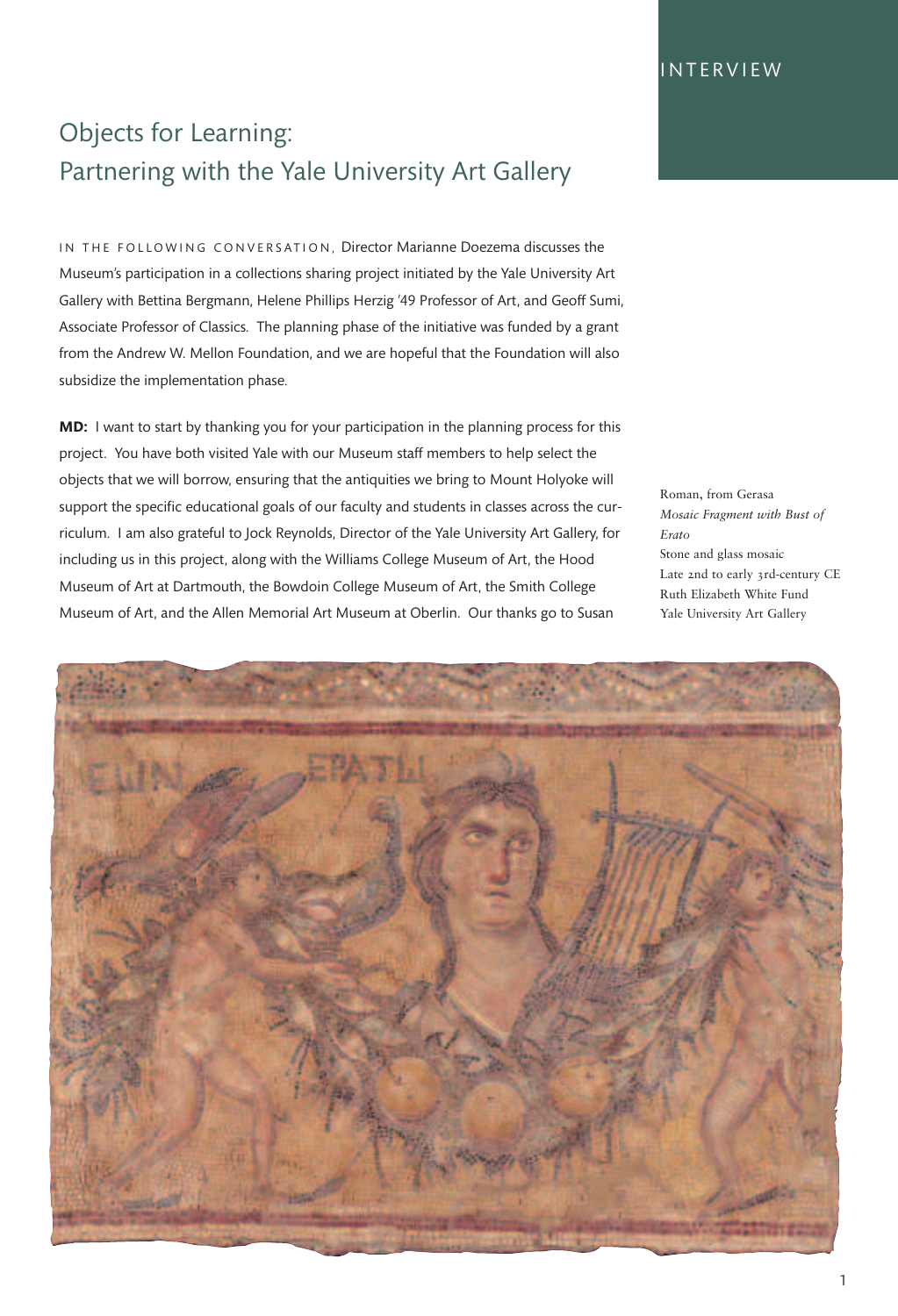INTERVIEW

# Objects for Learning: Partnering with the Yale University Art Gallery

IN THE FOLLOWING CONVERSATION, Director Marianne Doezema discusses the Museum's participation in a collections sharing project initiated by the Yale University Art Gallery with Bettina Bergmann, Helene Phillips Herzig '49 Professor of Art, and Geoff Sumi, Associate Professor of Classics. The planning phase of the initiative was funded by a grant from the Andrew W. Mellon Foundation, and we are hopeful that the Foundation will also subsidize the implementation phase.

**MD:** I want to start by thanking you for your participation in the planning process for this project. You have both visited Yale with our Museum staff members to help select the objects that we will borrow, ensuring that the antiquities we bring to Mount Holyoke will support the specific educational goals of our faculty and students in classes across the curriculum. I am also grateful to Jock Reynolds, Director of the Yale University Art Gallery, for including us in this project, along with the Williams College Museum of Art, the Hood Museum of Art at Dartmouth, the Bowdoin College Museum of Art, the Smith College Museum of Art, and the Allen Memorial Art Museum at Oberlin. Our thanks go to Susan

Roman, from Gerasa
*Mosaic Fragment with Bust of Erato*
Stone and glass mosaic
Late 2nd to early 3rd-century CE
Ruth Elizabeth White Fund
Yale University Art Gallery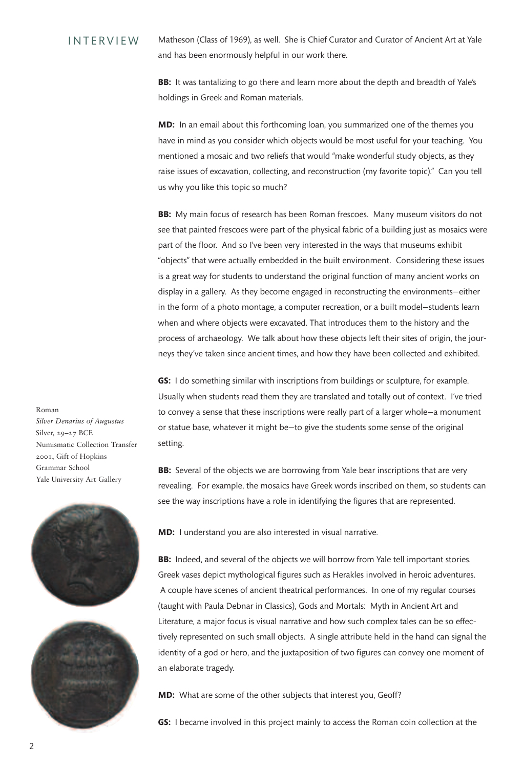Matheson (Class of 1969), as well. She is Chief Curator and Curator of Ancient Art at Yale and has been enormously helpful in our work there.

**BB:** It was tantalizing to go there and learn more about the depth and breadth of Yale's holdings in Greek and Roman materials.

**MD:** In an email about this forthcoming loan, you summarized one of the themes you have in mind as you consider which objects would be most useful for your teaching. You mentioned a mosaic and two reliefs that would "make wonderful study objects, as they raise issues of excavation, collecting, and reconstruction (my favorite topic)." Can you tell us why you like this topic so much?

**BB:** My main focus of research has been Roman frescoes. Many museum visitors do not see that painted frescoes were part of the physical fabric of a building just as mosaics were part of the floor. And so I've been very interested in the ways that museums exhibit "objects" that were actually embedded in the built environment. Considering these issues is a great way for students to understand the original function of many ancient works on display in a gallery. As they become engaged in reconstructing the environments—either in the form of a photo montage, a computer recreation, or a built model—students learn when and where objects were excavated. That introduces them to the history and the process of archaeology. We talk about how these objects left their sites of origin, the journeys they've taken since ancient times, and how they have been collected and exhibited.

**GS:** I do something similar with inscriptions from buildings or sculpture, for example. Usually when students read them they are translated and totally out of context. I've tried to convey a sense that these inscriptions were really part of a larger whole—a monument or statue base, whatever it might be—to give the students some sense of the original setting.

**BB:** Several of the objects we are borrowing from Yale bear inscriptions that are very revealing. For example, the mosaics have Greek words inscribed on them, so students can see the way inscriptions have a role in identifying the figures that are represented.

**MD:** I understand you are also interested in visual narrative.

**BB:** Indeed, and several of the objects we will borrow from Yale tell important stories. Greek vases depict mythological figures such as Herakles involved in heroic adventures. A couple have scenes of ancient theatrical performances. In one of my regular courses (taught with Paula Debnar in Classics), Gods and Mortals: Myth in Ancient Art and Literature, a major focus is visual narrative and how such complex tales can be so effectively represented on such small objects. A single attribute held in the hand can signal the identity of a god or hero, and the juxtaposition of two figures can convey one moment of an elaborate tragedy.

**MD:** What are some of the other subjects that interest you, Geoff?

**GS:** I became involved in this project mainly to access the Roman coin collection at the

Roman
*Silver Denarius of Augustus*
Silver, 29–27 BCE
Numismatic Collection Transfer 2001, Gift of Hopkins Grammar School
Yale University Art Gallery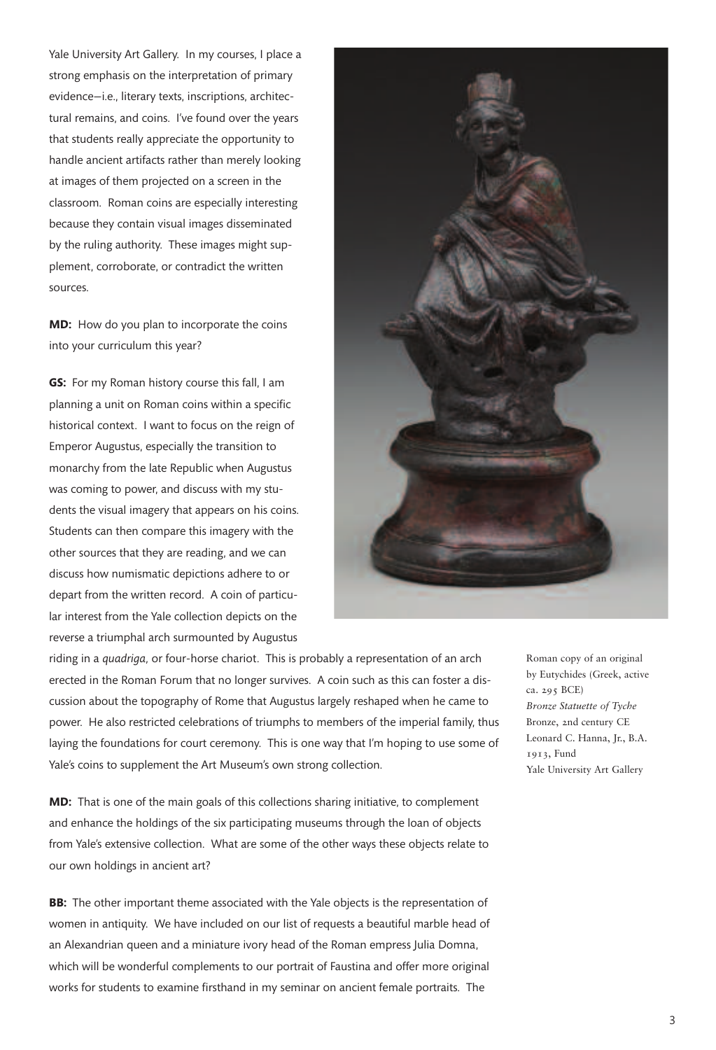Yale University Art Gallery. In my courses, I place a strong emphasis on the interpretation of primary evidence—i.e., literary texts, inscriptions, architectural remains, and coins. I've found over the years that students really appreciate the opportunity to handle ancient artifacts rather than merely looking at images of them projected on a screen in the classroom. Roman coins are especially interesting because they contain visual images disseminated by the ruling authority. These images might supplement, corroborate, or contradict the written sources.

**MD:** How do you plan to incorporate the coins into your curriculum this year?

**GS:** For my Roman history course this fall, I am planning a unit on Roman coins within a specific historical context. I want to focus on the reign of Emperor Augustus, especially the transition to monarchy from the late Republic when Augustus was coming to power, and discuss with my students the visual imagery that appears on his coins. Students can then compare this imagery with the other sources that they are reading, and we can discuss how numismatic depictions adhere to or depart from the written record. A coin of particular interest from the Yale collection depicts on the reverse a triumphal arch surmounted by Augustus riding in a *quadriga,* or four-horse chariot. This is probably a representation of an arch erected in the Roman Forum that no longer survives. A coin such as this can foster a discussion about the topography of Rome that Augustus largely reshaped when he came to power. He also restricted celebrations of triumphs to members of the imperial family, thus laying the foundations for court ceremony. This is one way that I'm hoping to use some of Yale's coins to supplement the Art Museum's own strong collection.

Roman copy of an original by Eutychides (Greek, active ca. 295 BCE)
*Bronze Statuette of Tyche*
Bronze, 2nd century CE
Leonard C. Hanna, Jr., B.A. 1913, Fund
Yale University Art Gallery

**MD:** That is one of the main goals of this collections sharing initiative, to complement and enhance the holdings of the six participating museums through the loan of objects from Yale's extensive collection. What are some of the other ways these objects relate to our own holdings in ancient art?

**BB:** The other important theme associated with the Yale objects is the representation of women in antiquity. We have included on our list of requests a beautiful marble head of an Alexandrian queen and a miniature ivory head of the Roman empress Julia Domna, which will be wonderful complements to our portrait of Faustina and offer more original works for students to examine firsthand in my seminar on ancient female portraits. The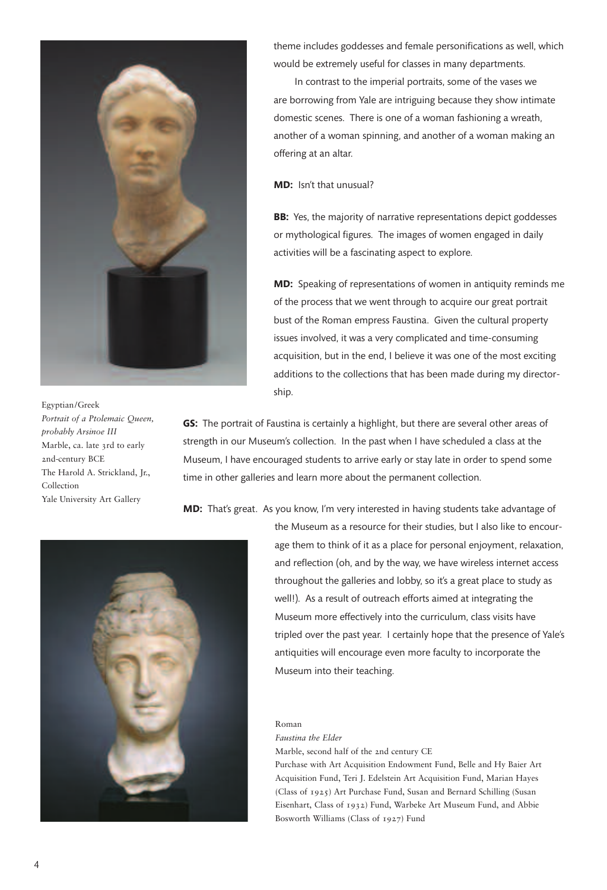theme includes goddesses and female personifications as well, which would be extremely useful for classes in many departments.

In contrast to the imperial portraits, some of the vases we are borrowing from Yale are intriguing because they show intimate domestic scenes. There is one of a woman fashioning a wreath, another of a woman spinning, and another of a woman making an offering at an altar.

**MD:** Isn't that unusual?

**BB:** Yes, the majority of narrative representations depict goddesses or mythological figures. The images of women engaged in daily activities will be a fascinating aspect to explore.

**MD:** Speaking of representations of women in antiquity reminds me of the process that we went through to acquire our great portrait bust of the Roman empress Faustina. Given the cultural property issues involved, it was a very complicated and time-consuming acquisition, but in the end, I believe it was one of the most exciting additions to the collections that has been made during my directorship.

Egyptian/Greek
*Portrait of a Ptolemaic Queen, probably Arsinoe III*
Marble, ca. late 3rd to early 2nd-century BCE
The Harold A. Strickland, Jr., Collection
Yale University Art Gallery

**GS:** The portrait of Faustina is certainly a highlight, but there are several other areas of strength in our Museum's collection. In the past when I have scheduled a class at the Museum, I have encouraged students to arrive early or stay late in order to spend some time in other galleries and learn more about the permanent collection.

**MD:** That's great. As you know, I'm very interested in having students take advantage of the Museum as a resource for their studies, but I also like to encourage them to think of it as a place for personal enjoyment, relaxation, and reflection (oh, and by the way, we have wireless internet access throughout the galleries and lobby, so it's a great place to study as well!). As a result of outreach efforts aimed at integrating the Museum more effectively into the curriculum, class visits have tripled over the past year. I certainly hope that the presence of Yale's antiquities will encourage even more faculty to incorporate the Museum into their teaching.

Roman
*Faustina the Elder*
Marble, second half of the 2nd century CE
Purchase with Art Acquisition Endowment Fund, Belle and Hy Baier Art Acquisition Fund, Teri J. Edelstein Art Acquisition Fund, Marian Hayes (Class of 1925) Art Purchase Fund, Susan and Bernard Schilling (Susan Eisenhart, Class of 1932) Fund, Warbeke Art Museum Fund, and Abbie Bosworth Williams (Class of 1927) Fund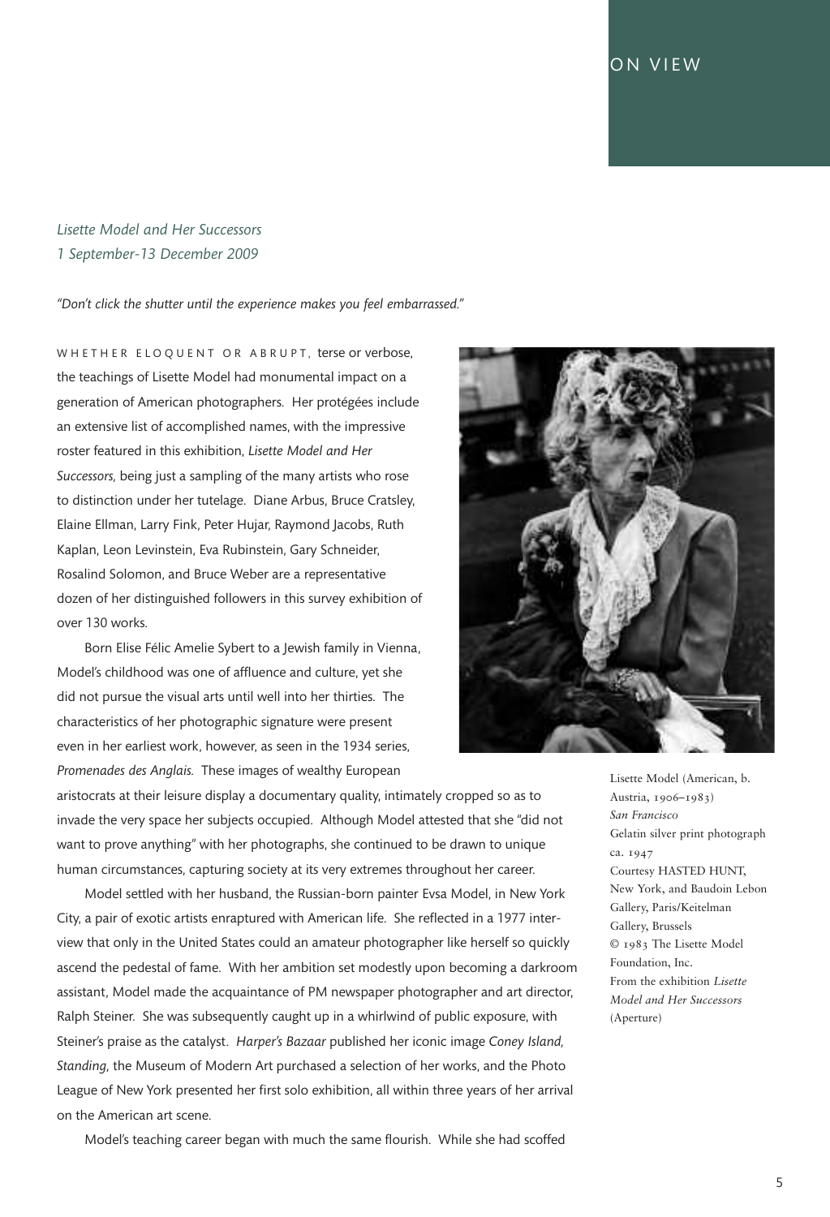ON VIEW

*Lisette Model and Her Successors*
*1 September-13 December 2009*

*"Don't click the shutter until the experience makes you feel embarrassed."*

WHETHER ELOQUENT OR ABRUPT, terse or verbose, the teachings of Lisette Model had monumental impact on a generation of American photographers. Her protégées include an extensive list of accomplished names, with the impressive roster featured in this exhibition, *Lisette Model and Her Successors,* being just a sampling of the many artists who rose to distinction under her tutelage. Diane Arbus, Bruce Cratsley, Elaine Ellman, Larry Fink, Peter Hujar, Raymond Jacobs, Ruth Kaplan, Leon Levinstein, Eva Rubinstein, Gary Schneider, Rosalind Solomon, and Bruce Weber are a representative dozen of her distinguished followers in this survey exhibition of over 130 works.

Born Elise Félic Amelie Sybert to a Jewish family in Vienna, Model's childhood was one of affluence and culture, yet she did not pursue the visual arts until well into her thirties. The characteristics of her photographic signature were present even in her earliest work, however, as seen in the 1934 series, *Promenades des Anglais.* These images of wealthy European aristocrats at their leisure display a documentary quality, intimately cropped so as to invade the very space her subjects occupied. Although Model attested that she "did not want to prove anything" with her photographs, she continued to be drawn to unique human circumstances, capturing society at its very extremes throughout her career.

Model settled with her husband, the Russian-born painter Evsa Model, in New York City, a pair of exotic artists enraptured with American life. She reflected in a 1977 interview that only in the United States could an amateur photographer like herself so quickly ascend the pedestal of fame. With her ambition set modestly upon becoming a darkroom assistant, Model made the acquaintance of PM newspaper photographer and art director, Ralph Steiner. She was subsequently caught up in a whirlwind of public exposure, with Steiner's praise as the catalyst. *Harper's Bazaar* published her iconic image *Coney Island, Standing*, the Museum of Modern Art purchased a selection of her works, and the Photo League of New York presented her first solo exhibition, all within three years of her arrival on the American art scene.

Model's teaching career began with much the same flourish. While she had scoffed

Lisette Model (American, b. Austria, 1906–1983)
*San Francisco*
Gelatin silver print photograph
ca. 1947
Courtesy HASTED HUNT, New York, and Baudoin Lebon Gallery, Paris/Keitelman Gallery, Brussels
© 1983 The Lisette Model Foundation, Inc.
From the exhibition *Lisette Model and Her Successors* (Aperture)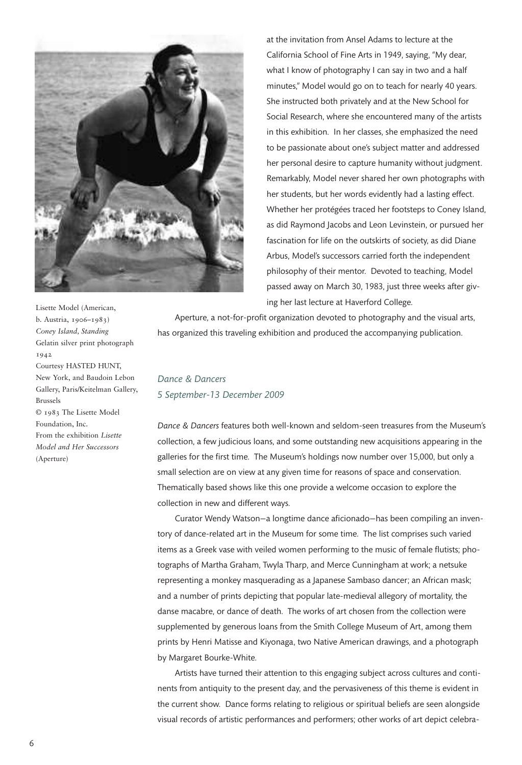at the invitation from Ansel Adams to lecture at the California School of Fine Arts in 1949, saying, "My dear, what I know of photography I can say in two and a half minutes," Model would go on to teach for nearly 40 years. She instructed both privately and at the New School for Social Research, where she encountered many of the artists in this exhibition. In her classes, she emphasized the need to be passionate about one's subject matter and addressed her personal desire to capture humanity without judgment. Remarkably, Model never shared her own photographs with her students, but her words evidently had a lasting effect. Whether her protégées traced her footsteps to Coney Island, as did Raymond Jacobs and Leon Levinstein, or pursued her fascination for life on the outskirts of society, as did Diane Arbus, Model's successors carried forth the independent philosophy of their mentor. Devoted to teaching, Model passed away on March 30, 1983, just three weeks after giving her last lecture at Haverford College.

Aperture, a not-for-profit organization devoted to photography and the visual arts, has organized this traveling exhibition and produced the accompanying publication.

Lisette Model (American, b. Austria, 1906–1983)
*Coney Island, Standing*
Gelatin silver print photograph
1942
Courtesy HASTED HUNT, New York, and Baudoin Lebon Gallery, Paris/Keitelman Gallery, Brussels
© 1983 The Lisette Model Foundation, Inc.
From the exhibition *Lisette Model and Her Successors* (Aperture)

## *Dance & Dancers*
*5 September-13 December 2009*

*Dance & Dancers* features both well-known and seldom-seen treasures from the Museum's collection, a few judicious loans, and some outstanding new acquisitions appearing in the galleries for the first time. The Museum's holdings now number over 15,000, but only a small selection are on view at any given time for reasons of space and conservation. Thematically based shows like this one provide a welcome occasion to explore the collection in new and different ways.

Curator Wendy Watson—a longtime dance aficionado—has been compiling an inventory of dance-related art in the Museum for some time. The list comprises such varied items as a Greek vase with veiled women performing to the music of female flutists; photographs of Martha Graham, Twyla Tharp, and Merce Cunningham at work; a netsuke representing a monkey masquerading as a Japanese Sambaso dancer; an African mask; and a number of prints depicting that popular late-medieval allegory of mortality, the danse macabre, or dance of death. The works of art chosen from the collection were supplemented by generous loans from the Smith College Museum of Art, among them prints by Henri Matisse and Kiyonaga, two Native American drawings, and a photograph by Margaret Bourke-White.

Artists have turned their attention to this engaging subject across cultures and continents from antiquity to the present day, and the pervasiveness of this theme is evident in the current show. Dance forms relating to religious or spiritual beliefs are seen alongside visual records of artistic performances and performers; other works of art depict celebra-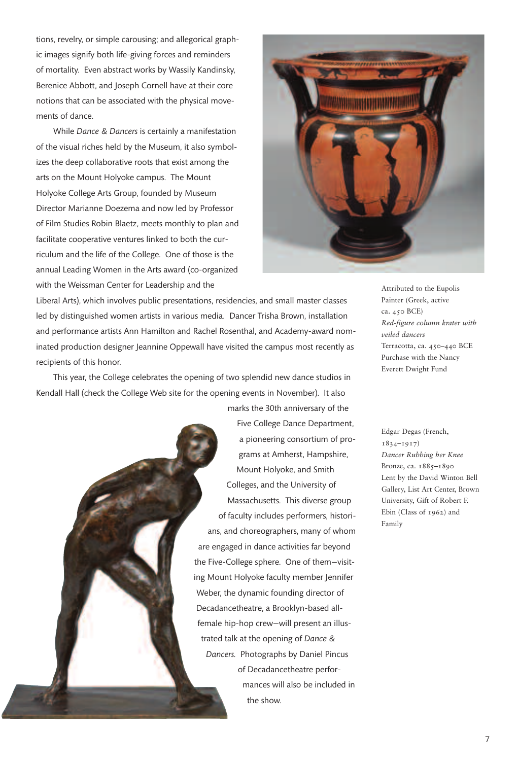tions, revelry, or simple carousing; and allegorical graphic images signify both life-giving forces and reminders of mortality. Even abstract works by Wassily Kandinsky, Berenice Abbott, and Joseph Cornell have at their core notions that can be associated with the physical movements of dance.

While *Dance & Dancers* is certainly a manifestation of the visual riches held by the Museum, it also symbolizes the deep collaborative roots that exist among the arts on the Mount Holyoke campus. The Mount Holyoke College Arts Group, founded by Museum Director Marianne Doezema and now led by Professor of Film Studies Robin Blaetz, meets monthly to plan and facilitate cooperative ventures linked to both the curriculum and the life of the College. One of those is the annual Leading Women in the Arts award (co-organized with the Weissman Center for Leadership and the Liberal Arts), which involves public presentations, residencies, and small master classes led by distinguished women artists in various media. Dancer Trisha Brown, installation and performance artists Ann Hamilton and Rachel Rosenthal, and Academy-award nominated production designer Jeannine Oppewall have visited the campus most recently as recipients of this honor.

This year, the College celebrates the opening of two splendid new dance studios in Kendall Hall (check the College Web site for the opening events in November). It also marks the 30th anniversary of the Five College Dance Department, a pioneering consortium of programs at Amherst, Hampshire, Mount Holyoke, and Smith Colleges, and the University of Massachusetts. This diverse group of faculty includes performers, historians, and choreographers, many of whom are engaged in dance activities far beyond the Five-College sphere. One of them—visiting Mount Holyoke faculty member Jennifer Weber, the dynamic founding director of Decadancetheatre, a Brooklyn-based all-female hip-hop crew—will present an illustrated talk at the opening of *Dance & Dancers*. Photographs by Daniel Pincus of Decadancetheatre performances will also be included in the show.

Attributed to the Eupolis Painter (Greek, active ca. 450 BCE)
*Red-figure column krater with veiled dancers*
Terracotta, ca. 450–440 BCE
Purchase with the Nancy Everett Dwight Fund

Edgar Degas (French, 1834–1917)
*Dancer Rubbing her Knee*
Bronze, ca. 1885–1890
Lent by the David Winton Bell Gallery, List Art Center, Brown University, Gift of Robert F. Ebin (Class of 1962) and Family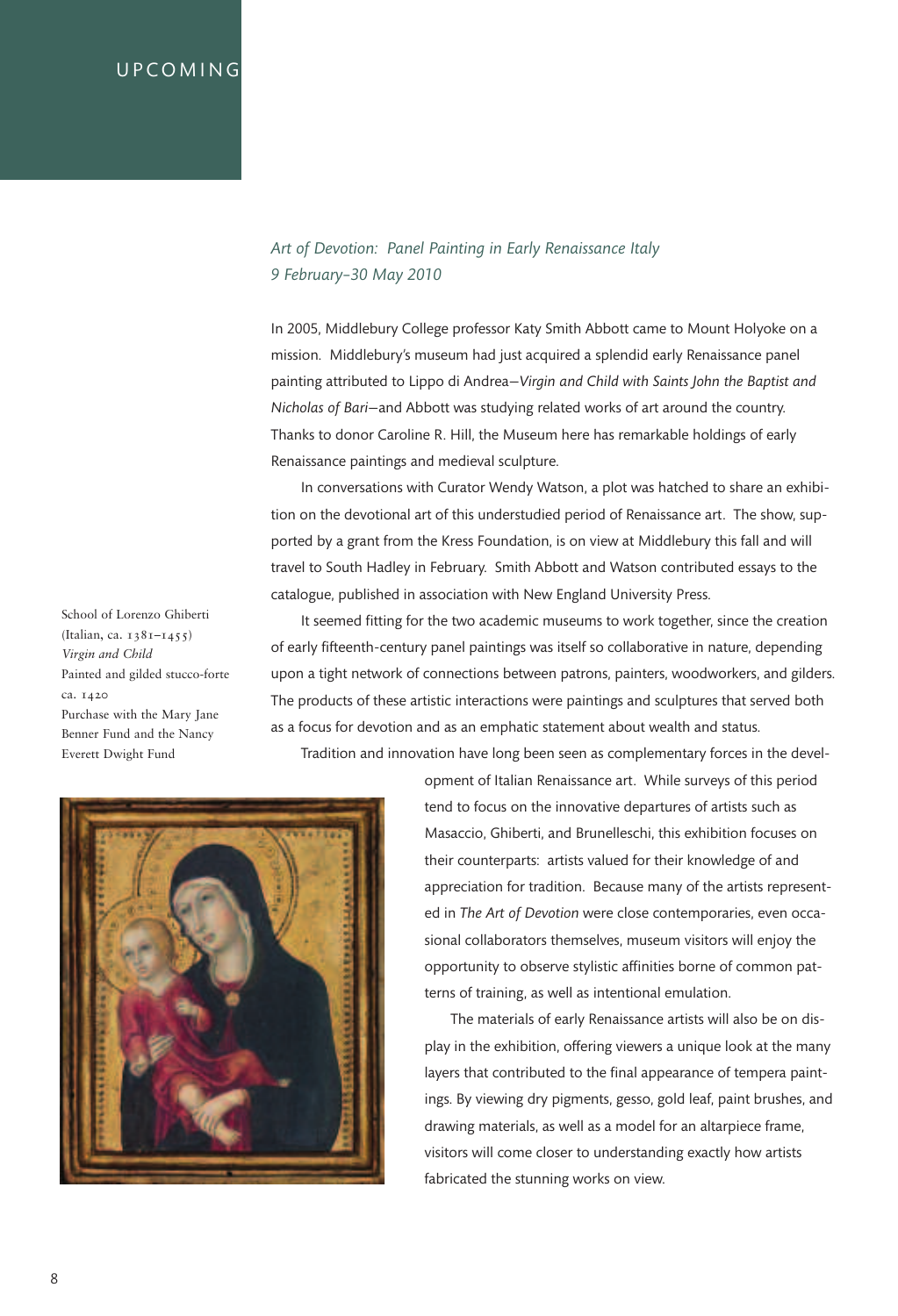UPCOMING

*Art of Devotion: Panel Painting in Early Renaissance Italy*
*9 February–30 May 2010*

In 2005, Middlebury College professor Katy Smith Abbott came to Mount Holyoke on a mission. Middlebury's museum had just acquired a splendid early Renaissance panel painting attributed to Lippo di Andrea—*Virgin and Child with Saints John the Baptist and Nicholas of Bari*—and Abbott was studying related works of art around the country. Thanks to donor Caroline R. Hill, the Museum here has remarkable holdings of early Renaissance paintings and medieval sculpture.

In conversations with Curator Wendy Watson, a plot was hatched to share an exhibition on the devotional art of this understudied period of Renaissance art. The show, supported by a grant from the Kress Foundation, is on view at Middlebury this fall and will travel to South Hadley in February. Smith Abbott and Watson contributed essays to the catalogue, published in association with New England University Press.

It seemed fitting for the two academic museums to work together, since the creation of early fifteenth-century panel paintings was itself so collaborative in nature, depending upon a tight network of connections between patrons, painters, woodworkers, and gilders. The products of these artistic interactions were paintings and sculptures that served both as a focus for devotion and as an emphatic statement about wealth and status.

Tradition and innovation have long been seen as complementary forces in the development of Italian Renaissance art. While surveys of this period tend to focus on the innovative departures of artists such as Masaccio, Ghiberti, and Brunelleschi, this exhibition focuses on their counterparts: artists valued for their knowledge of and appreciation for tradition. Because many of the artists represented in *The Art of Devotion* were close contemporaries, even occasional collaborators themselves, museum visitors will enjoy the opportunity to observe stylistic affinities borne of common patterns of training, as well as intentional emulation.

The materials of early Renaissance artists will also be on display in the exhibition, offering viewers a unique look at the many layers that contributed to the final appearance of tempera paintings. By viewing dry pigments, gesso, gold leaf, paint brushes, and drawing materials, as well as a model for an altarpiece frame, visitors will come closer to understanding exactly how artists fabricated the stunning works on view.

School of Lorenzo Ghiberti
(Italian, ca. 1381–1455)
*Virgin and Child*
Painted and gilded stucco-forte
ca. 1420
Purchase with the Mary Jane Benner Fund and the Nancy Everett Dwight Fund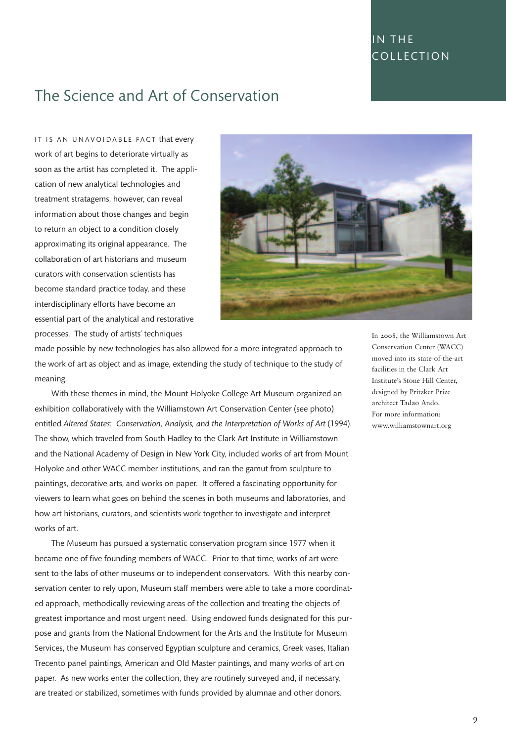IN THE COLLECTION

# The Science and Art of Conservation

IT IS AN UNAVOIDABLE FACT that every work of art begins to deteriorate virtually as soon as the artist has completed it. The application of new analytical technologies and treatment stratagems, however, can reveal information about those changes and begin to return an object to a condition closely approximating its original appearance. The collaboration of art historians and museum curators with conservation scientists has become standard practice today, and these interdisciplinary efforts have become an essential part of the analytical and restorative processes. The study of artists' techniques made possible by new technologies has also allowed for a more integrated approach to the work of art as object and as image, extending the study of technique to the study of meaning.

With these themes in mind, the Mount Holyoke College Art Museum organized an exhibition collaboratively with the Williamstown Art Conservation Center (see photo) entitled *Altered States: Conservation, Analysis, and the Interpretation of Works of Art* (1994). The show, which traveled from South Hadley to the Clark Art Institute in Williamstown and the National Academy of Design in New York City, included works of art from Mount Holyoke and other WACC member institutions, and ran the gamut from sculpture to paintings, decorative arts, and works on paper. It offered a fascinating opportunity for viewers to learn what goes on behind the scenes in both museums and laboratories, and how art historians, curators, and scientists work together to investigate and interpret works of art.

The Museum has pursued a systematic conservation program since 1977 when it became one of five founding members of WACC. Prior to that time, works of art were sent to the labs of other museums or to independent conservators. With this nearby conservation center to rely upon, Museum staff members were able to take a more coordinated approach, methodically reviewing areas of the collection and treating the objects of greatest importance and most urgent need. Using endowed funds designated for this purpose and grants from the National Endowment for the Arts and the Institute for Museum Services, the Museum has conserved Egyptian sculpture and ceramics, Greek vases, Italian Trecento panel paintings, American and Old Master paintings, and many works of art on paper. As new works enter the collection, they are routinely surveyed and, if necessary, are treated or stabilized, sometimes with funds provided by alumnae and other donors.

In 2008, the Williamstown Art Conservation Center (WACC) moved into its state-of-the-art facilities in the Clark Art Institute's Stone Hill Center, designed by Pritzker Prize architect Tadao Ando. For more information: www.williamstownart.org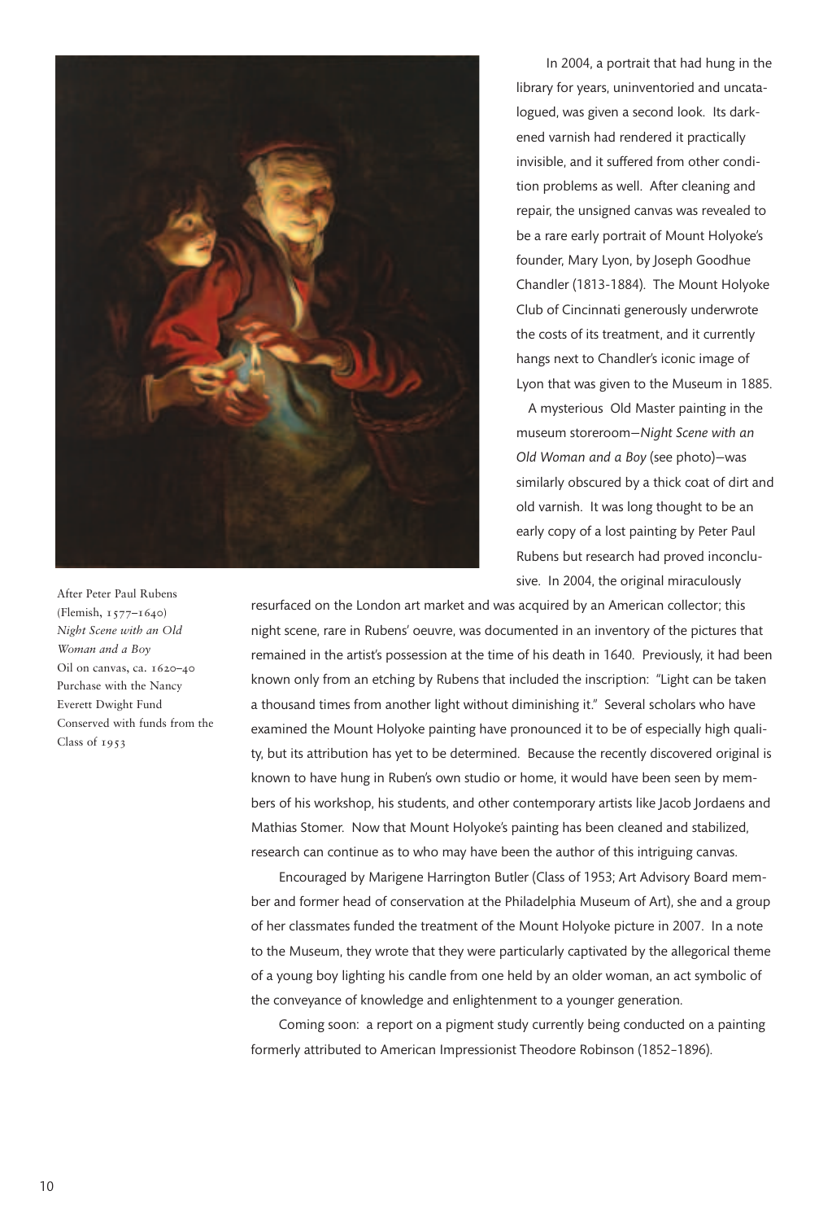After Peter Paul Rubens
(Flemish, 1577–1640)
*Night Scene with an Old Woman and a Boy*
Oil on canvas, ca. 1620–40
Purchase with the Nancy Everett Dwight Fund
Conserved with funds from the Class of 1953

In 2004, a portrait that had hung in the library for years, uninventoried and uncatalogued, was given a second look. Its darkened varnish had rendered it practically invisible, and it suffered from other condition problems as well. After cleaning and repair, the unsigned canvas was revealed to be a rare early portrait of Mount Holyoke's founder, Mary Lyon, by Joseph Goodhue Chandler (1813-1884). The Mount Holyoke Club of Cincinnati generously underwrote the costs of its treatment, and it currently hangs next to Chandler's iconic image of Lyon that was given to the Museum in 1885.

A mysterious Old Master painting in the museum storeroom—*Night Scene with an Old Woman and a Boy* (see photo)—was similarly obscured by a thick coat of dirt and old varnish. It was long thought to be an early copy of a lost painting by Peter Paul Rubens but research had proved inconclusive. In 2004, the original miraculously resurfaced on the London art market and was acquired by an American collector; this night scene, rare in Rubens' oeuvre, was documented in an inventory of the pictures that remained in the artist's possession at the time of his death in 1640. Previously, it had been known only from an etching by Rubens that included the inscription: "Light can be taken a thousand times from another light without diminishing it." Several scholars who have examined the Mount Holyoke painting have pronounced it to be of especially high quality, but its attribution has yet to be determined. Because the recently discovered original is known to have hung in Ruben's own studio or home, it would have been seen by members of his workshop, his students, and other contemporary artists like Jacob Jordaens and Mathias Stomer. Now that Mount Holyoke's painting has been cleaned and stabilized, research can continue as to who may have been the author of this intriguing canvas.

Encouraged by Marigene Harrington Butler (Class of 1953; Art Advisory Board member and former head of conservation at the Philadelphia Museum of Art), she and a group of her classmates funded the treatment of the Mount Holyoke picture in 2007. In a note to the Museum, they wrote that they were particularly captivated by the allegorical theme of a young boy lighting his candle from one held by an older woman, an act symbolic of the conveyance of knowledge and enlightenment to a younger generation.

Coming soon: a report on a pigment study currently being conducted on a painting formerly attributed to American Impressionist Theodore Robinson (1852–1896).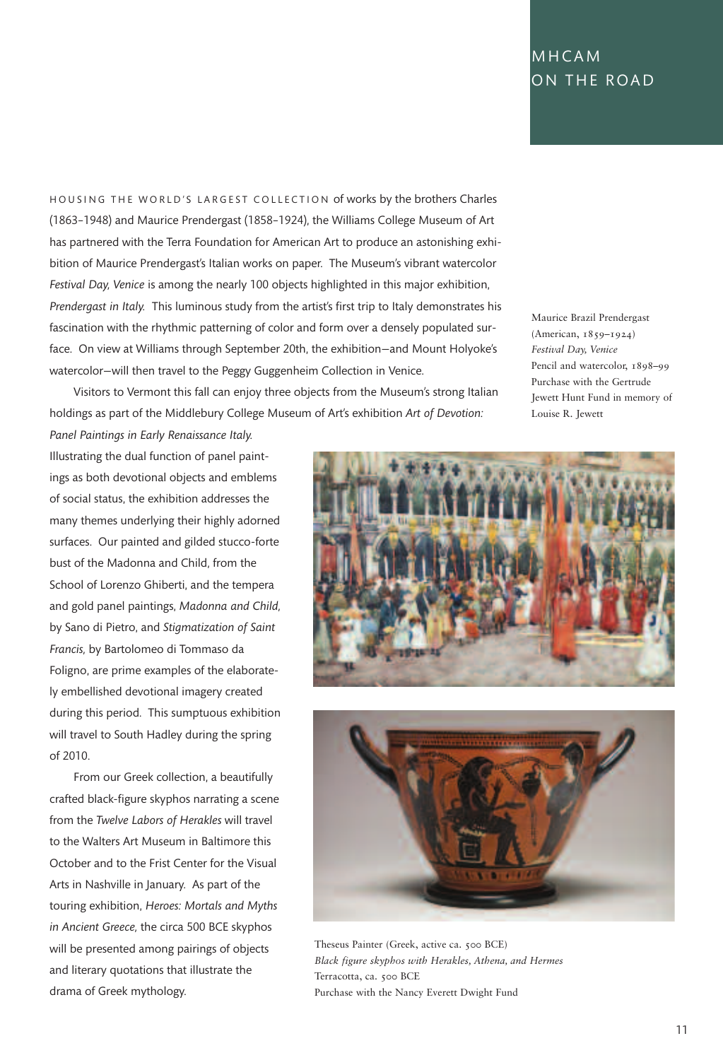# MHCAM ON THE ROAD

HOUSING THE WORLD'S LARGEST COLLECTION of works by the brothers Charles (1863–1948) and Maurice Prendergast (1858–1924), the Williams College Museum of Art has partnered with the Terra Foundation for American Art to produce an astonishing exhibition of Maurice Prendergast's Italian works on paper. The Museum's vibrant watercolor *Festival Day, Venice* is among the nearly 100 objects highlighted in this major exhibition, *Prendergast in Italy.* This luminous study from the artist's first trip to Italy demonstrates his fascination with the rhythmic patterning of color and form over a densely populated surface. On view at Williams through September 20th, the exhibition—and Mount Holyoke's watercolor—will then travel to the Peggy Guggenheim Collection in Venice.

Visitors to Vermont this fall can enjoy three objects from the Museum's strong Italian holdings as part of the Middlebury College Museum of Art's exhibition *Art of Devotion: Panel Paintings in Early Renaissance Italy.* Illustrating the dual function of panel paintings as both devotional objects and emblems of social status, the exhibition addresses the many themes underlying their highly adorned surfaces. Our painted and gilded stucco-forte bust of the Madonna and Child, from the School of Lorenzo Ghiberti, and the tempera and gold panel paintings, *Madonna and Child,* by Sano di Pietro, and *Stigmatization of Saint Francis,* by Bartolomeo di Tommaso da Foligno, are prime examples of the elaborately embellished devotional imagery created during this period. This sumptuous exhibition will travel to South Hadley during the spring of 2010.

From our Greek collection, a beautifully crafted black-figure skyphos narrating a scene from the *Twelve Labors of Herakles* will travel to the Walters Art Museum in Baltimore this October and to the Frist Center for the Visual Arts in Nashville in January. As part of the touring exhibition, *Heroes: Mortals and Myths in Ancient Greece,* the circa 500 BCE skyphos will be presented among pairings of objects and literary quotations that illustrate the drama of Greek mythology.

Maurice Brazil Prendergast (American, 1859–1924)
*Festival Day, Venice*
Pencil and watercolor, 1898–99
Purchase with the Gertrude Jewett Hunt Fund in memory of Louise R. Jewett

Theseus Painter (Greek, active ca. 500 BCE)
*Black figure skyphos with Herakles, Athena, and Hermes*
Terracotta, ca. 500 BCE
Purchase with the Nancy Everett Dwight Fund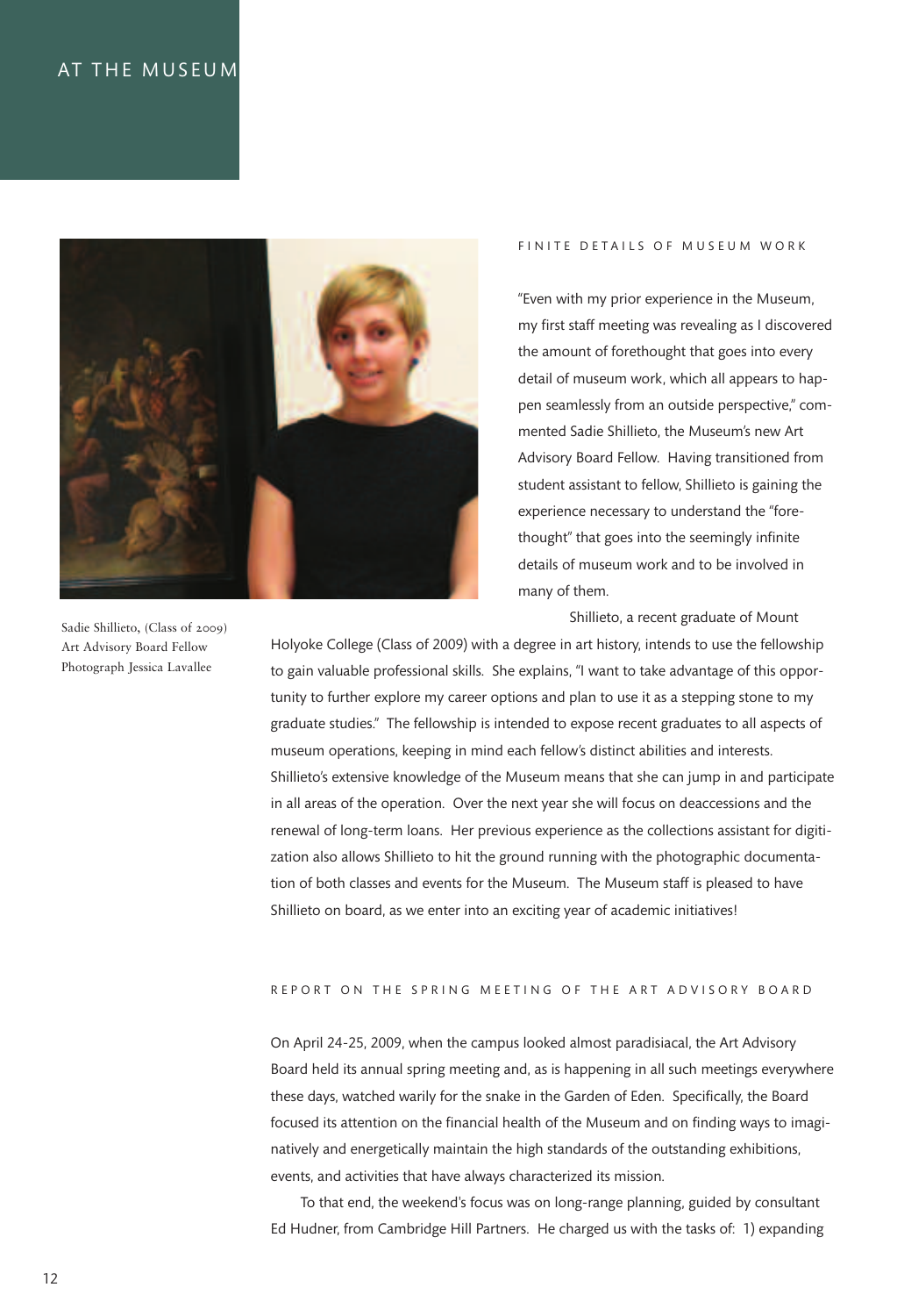## AT THE MUSEUM

Sadie Shillieto, (Class of 2009) Art Advisory Board Fellow Photograph Jessica Lavallee

### FINITE DETAILS OF MUSEUM WORK

"Even with my prior experience in the Museum, my first staff meeting was revealing as I discovered the amount of forethought that goes into every detail of museum work, which all appears to happen seamlessly from an outside perspective," commented Sadie Shillieto, the Museum's new Art Advisory Board Fellow. Having transitioned from student assistant to fellow, Shillieto is gaining the experience necessary to understand the "forethought" that goes into the seemingly infinite details of museum work and to be involved in many of them.

Shillieto, a recent graduate of Mount Holyoke College (Class of 2009) with a degree in art history, intends to use the fellowship to gain valuable professional skills. She explains, "I want to take advantage of this opportunity to further explore my career options and plan to use it as a stepping stone to my graduate studies." The fellowship is intended to expose recent graduates to all aspects of museum operations, keeping in mind each fellow's distinct abilities and interests. Shillieto's extensive knowledge of the Museum means that she can jump in and participate in all areas of the operation. Over the next year she will focus on deaccessions and the renewal of long-term loans. Her previous experience as the collections assistant for digitization also allows Shillieto to hit the ground running with the photographic documentation of both classes and events for the Museum. The Museum staff is pleased to have Shillieto on board, as we enter into an exciting year of academic initiatives!

### REPORT ON THE SPRING MEETING OF THE ART ADVISORY BOARD

On April 24-25, 2009, when the campus looked almost paradisiacal, the Art Advisory Board held its annual spring meeting and, as is happening in all such meetings everywhere these days, watched warily for the snake in the Garden of Eden. Specifically, the Board focused its attention on the financial health of the Museum and on finding ways to imaginatively and energetically maintain the high standards of the outstanding exhibitions, events, and activities that have always characterized its mission.

To that end, the weekend's focus was on long-range planning, guided by consultant Ed Hudner, from Cambridge Hill Partners. He charged us with the tasks of: 1) expanding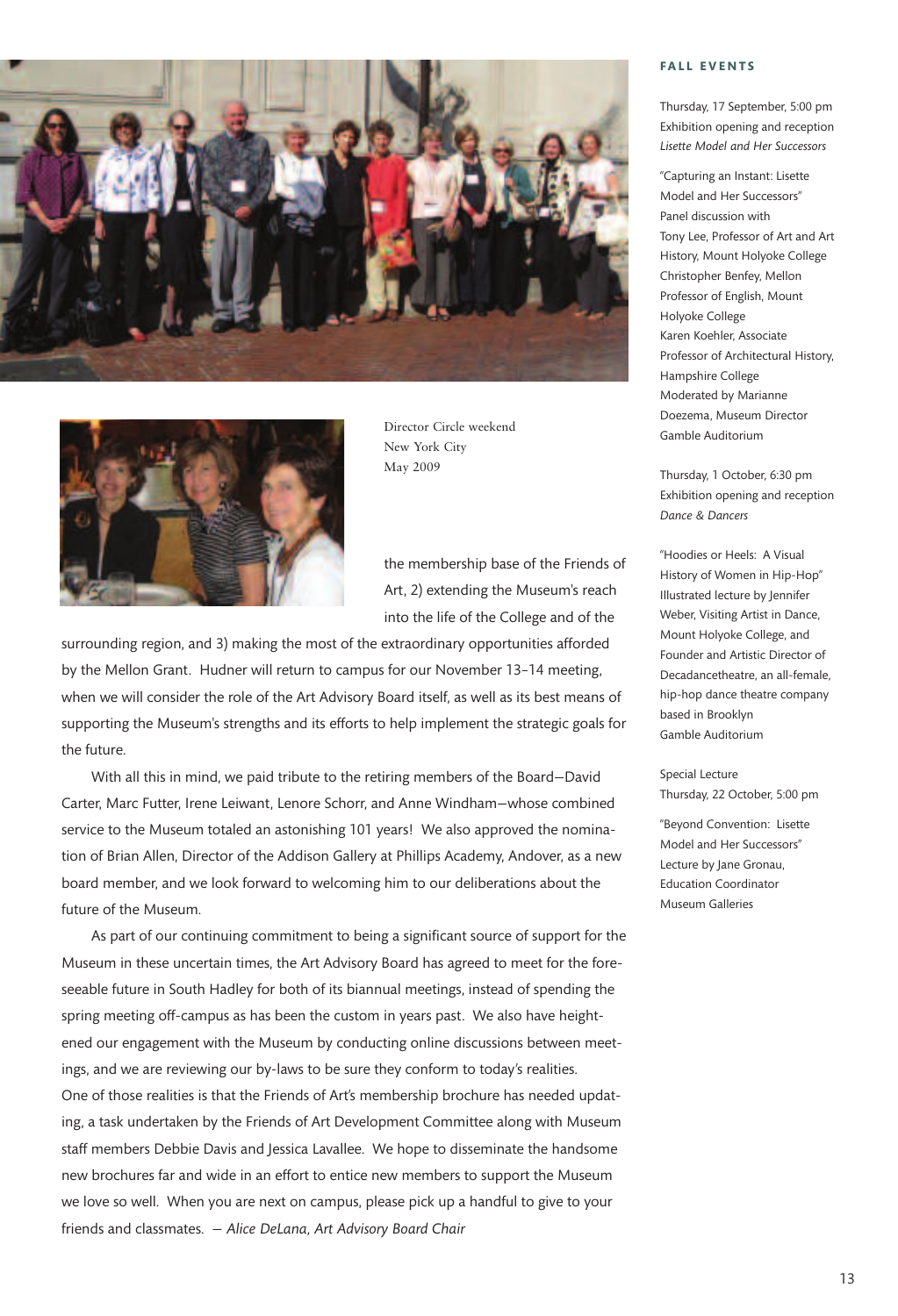Director Circle weekend
New York City
May 2009

the membership base of the Friends of Art, 2) extending the Museum's reach into the life of the College and of the surrounding region, and 3) making the most of the extraordinary opportunities afforded by the Mellon Grant. Hudner will return to campus for our November 13–14 meeting, when we will consider the role of the Art Advisory Board itself, as well as its best means of supporting the Museum's strengths and its efforts to help implement the strategic goals for the future.

With all this in mind, we paid tribute to the retiring members of the Board—David Carter, Marc Futter, Irene Leiwant, Lenore Schorr, and Anne Windham—whose combined service to the Museum totaled an astonishing 101 years! We also approved the nomination of Brian Allen, Director of the Addison Gallery at Phillips Academy, Andover, as a new board member, and we look forward to welcoming him to our deliberations about the future of the Museum.

As part of our continuing commitment to being a significant source of support for the Museum in these uncertain times, the Art Advisory Board has agreed to meet for the foreseeable future in South Hadley for both of its biannual meetings, instead of spending the spring meeting off-campus as has been the custom in years past. We also have heightened our engagement with the Museum by conducting online discussions between meetings, and we are reviewing our by-laws to be sure they conform to today's realities. One of those realities is that the Friends of Art's membership brochure has needed updating, a task undertaken by the Friends of Art Development Committee along with Museum staff members Debbie Davis and Jessica Lavallee. We hope to disseminate the handsome new brochures far and wide in an effort to entice new members to support the Museum we love so well. When you are next on campus, please pick up a handful to give to your friends and classmates. — *Alice DeLana, Art Advisory Board Chair*

## FALL EVENTS

Thursday, 17 September, 5:00 pm
Exhibition opening and reception
*Lisette Model and Her Successors*

"Capturing an Instant: Lisette Model and Her Successors"
Panel discussion with
Tony Lee, Professor of Art and Art History, Mount Holyoke College
Christopher Benfey, Mellon Professor of English, Mount Holyoke College
Karen Koehler, Associate Professor of Architectural History, Hampshire College
Moderated by Marianne Doezema, Museum Director
Gamble Auditorium

Thursday, 1 October, 6:30 pm
Exhibition opening and reception
*Dance & Dancers*

"Hoodies or Heels: A Visual History of Women in Hip-Hop"
Illustrated lecture by Jennifer Weber, Visiting Artist in Dance, Mount Holyoke College, and Founder and Artistic Director of Decadancetheatre, an all-female, hip-hop dance theatre company based in Brooklyn
Gamble Auditorium

Special Lecture
Thursday, 22 October, 5:00 pm

"Beyond Convention: Lisette Model and Her Successors"
Lecture by Jane Gronau, Education Coordinator
Museum Galleries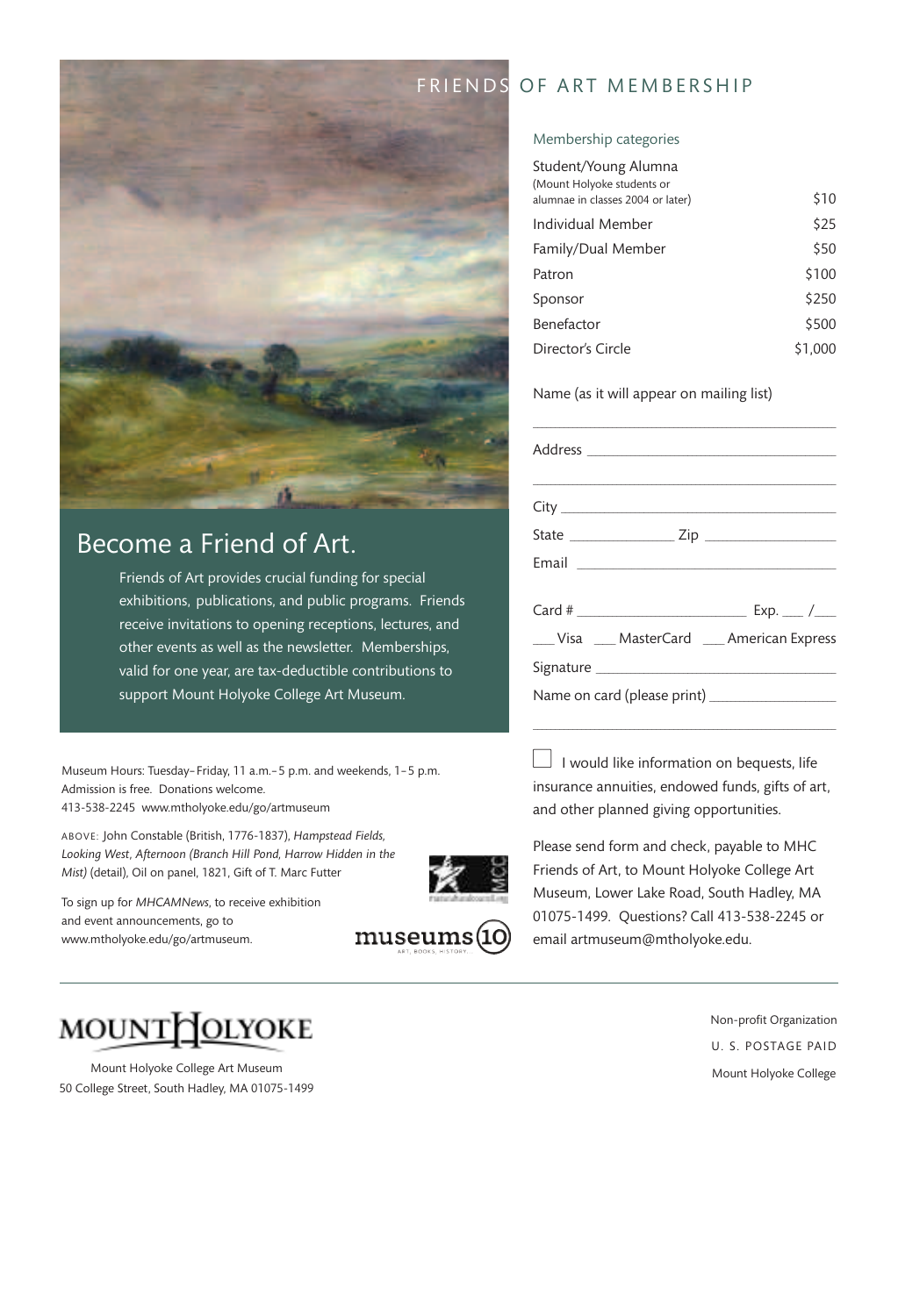# Become a Friend of Art.

Friends of Art provides crucial funding for special exhibitions, publications, and public programs. Friends receive invitations to opening receptions, lectures, and other events as well as the newsletter. Memberships, valid for one year, are tax-deductible contributions to support Mount Holyoke College Art Museum.

Museum Hours: Tuesday–Friday, 11 a.m.–5 p.m. and weekends, 1–5 p.m.
Admission is free. Donations welcome.
413-538-2245 www.mtholyoke.edu/go/artmuseum

ABOVE: John Constable (British, 1776-1837), *Hampstead Fields, Looking West, Afternoon (Branch Hill Pond, Harrow Hidden in the Mist)* (detail), Oil on panel, 1821, Gift of T. Marc Futter

To sign up for *MHCAMNews*, to receive exhibition and event announcements, go to www.mtholyoke.edu/go/artmuseum.

## FRIENDS OF ART MEMBERSHIP

### Membership categories

| | |
|---|---|
| Student/Young Alumna (Mount Holyoke students or alumnae in classes 2004 or later) | $10 |
| Individual Member | $25 |
| Family/Dual Member | $50 |
| Patron | $100 |
| Sponsor | $250 |
| Benefactor | $500 |
| Director's Circle | $1,000 |

Name (as it will appear on mailing list)

_______________________________________

Address _______________________________

_______________________________________

City __________________________________

State _____________ Zip _______________

Email _________________________________

Card # ______________________ Exp. ___ /___

___ Visa ___ MasterCard ___ American Express

Signature ______________________________

Name on card (please print) _______________

_______________________________________

☐ I would like information on bequests, life insurance annuities, endowed funds, gifts of art, and other planned giving opportunities.

Please send form and check, payable to MHC Friends of Art, to Mount Holyoke College Art Museum, Lower Lake Road, South Hadley, MA 01075-1499. Questions? Call 413-538-2245 or email artmuseum@mtholyoke.edu.

MOUNT HOLYOKE

Mount Holyoke College Art Museum
50 College Street, South Hadley, MA 01075-1499

Non-profit Organization
U. S. POSTAGE PAID
Mount Holyoke College